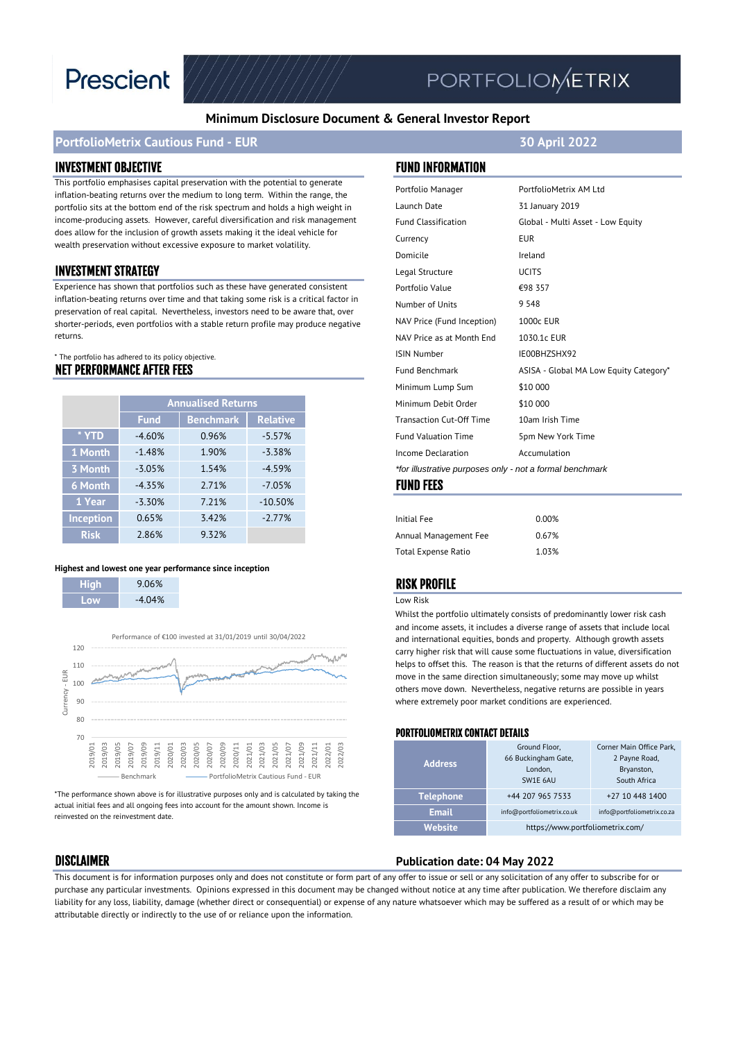Prescient

PORTFOLIOMETRIX

# Minimum Disclosure Document & General Investor Report

## PortfolioMetrix Cautious Fund - EUR

30 April 2022

## INVESTMENT OBJECTIVE

This portfolio emphasises capital preservation with the potential to generate inflation-beating returns over the medium to long term. Within the range, the portfolio sits at the bottom end of the risk spectrum and holds a high weight in income-producing assets. However, careful diversification and risk management does allow for the inclusion of growth assets making it the ideal vehicle for wealth preservation without excessive exposure to market volatility.

## INVESTMENT STRATEGY

Experience has shown that portfolios such as these have generated consistent inflation-beating returns over time and that taking some risk is a critical factor in preservation of real capital. Nevertheless, investors need to be aware that, over shorter-periods, even portfolios with a stable return profile may produce negative returns.

* The portfolio has adhered to its policy objective.

## NET PERFORMANCE AFTER FEES

| | Annualised Returns | | |
|---|---|---|---|
| | Fund | Benchmark | Relative |
| * YTD | -4.60% | 0.96% | -5.57% |
| 1 Month | -1.48% | 1.90% | -3.38% |
| 3 Month | -3.05% | 1.54% | -4.59% |
| 6 Month | -4.35% | 2.71% | -7.05% |
| 1 Year | -3.30% | 7.21% | -10.50% |
| Inception | 0.65% | 3.42% | -2.77% |
| Risk | 2.86% | 9.32% | |

**Highest and lowest one year performance since inception**

| | |
|---|---|
| High | 9.06% |
| Low | -4.04% |

Performance of €100 invested at 31/01/2019 until 30/04/2022

Benchmark — PortfolioMetrix Cautious Fund - EUR

*The performance shown above is for illustrative purposes only and is calculated by taking the actual initial fees and all ongoing fees into account for the amount shown. Income is reinvested on the reinvestment date.

## FUND INFORMATION

| | |
|---|---|
| Portfolio Manager | PortfolioMetrix AM Ltd |
| Launch Date | 31 January 2019 |
| Fund Classification | Global - Multi Asset - Low Equity |
| Currency | EUR |
| Domicile | Ireland |
| Legal Structure | UCITS |
| Portfolio Value | €98 357 |
| Number of Units | 9 548 |
| NAV Price (Fund Inception) | 1000c EUR |
| NAV Price as at Month End | 1030.1c EUR |
| ISIN Number | IE00BHZSHX92 |
| Fund Benchmark | ASISA - Global MA Low Equity Category* |
| Minimum Lump Sum | $10 000 |
| Minimum Debit Order | $10 000 |
| Transaction Cut-Off Time | 10am Irish Time |
| Fund Valuation Time | 5pm New York Time |
| Income Declaration | Accumulation |

*for illustrative purposes only - not a formal benchmark*

## FUND FEES

| | |
|---|---|
| Initial Fee | 0.00% |
| Annual Management Fee | 0.67% |
| Total Expense Ratio | 1.03% |

## RISK PROFILE

Low Risk

Whilst the portfolio ultimately consists of predominantly lower risk cash and income assets, it includes a diverse range of assets that include local and international equities, bonds and property. Although growth assets carry higher risk that will cause some fluctuations in value, diversification helps to offset this. The reason is that the returns of different assets do not move in the same direction simultaneously; some may move up whilst others move down. Nevertheless, negative returns are possible in years where extremely poor market conditions are experienced.

## PORTFOLIOMETRIX CONTACT DETAILS

| | | |
|---|---|---|
| Address | Ground Floor, 66 Buckingham Gate, London, SW1E 6AU | Corner Main Office Park, 2 Payne Road, Bryanston, South Africa |
| Telephone | +44 207 965 7533 | +27 10 448 1400 |
| Email | info@portfoliometrix.co.uk | info@portfoliometrix.co.za |
| Website | https://www.portfoliometrix.com/ | |

## DISCLAIMER

**Publication date: 04 May 2022**

This document is for information purposes only and does not constitute or form part of any offer to issue or sell or any solicitation of any offer to subscribe for or purchase any particular investments. Opinions expressed in this document may be changed without notice at any time after publication. We therefore disclaim any liability for any loss, liability, damage (whether direct or consequential) or expense of any nature whatsoever which may be suffered as a result of or which may be attributable directly or indirectly to the use of or reliance upon the information.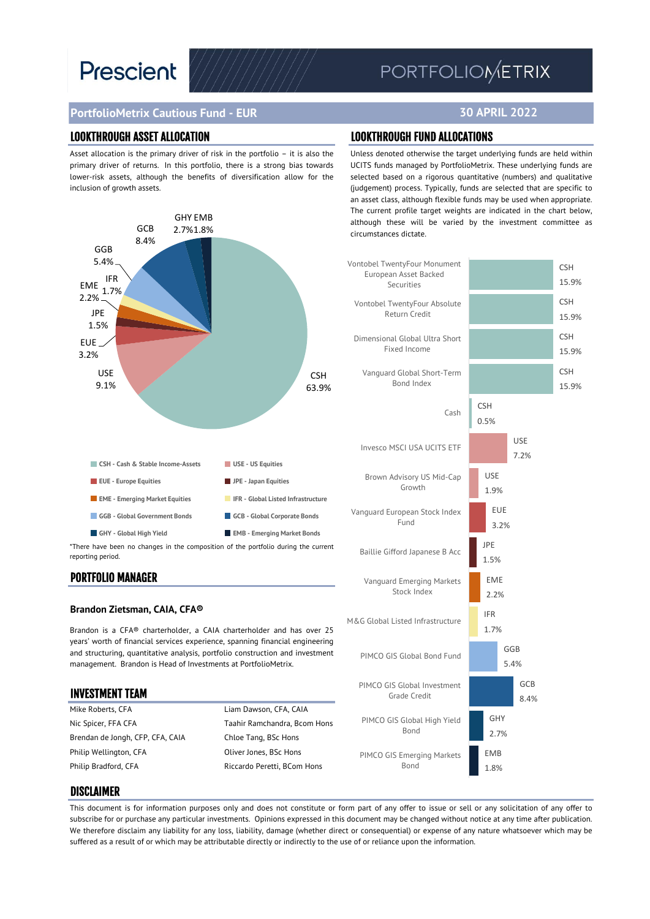# PortfolioMetrix Cautious Fund - EUR

**30 APRIL 2022**

## LOOKTHROUGH ASSET ALLOCATION

Asset allocation is the primary driver of risk in the portfolio – it is also the primary driver of returns. In this portfolio, there is a strong bias towards lower-risk assets, although the benefits of diversification allow for the inclusion of growth assets.

| Asset class | Allocation |
| --- | --- |
| CSH - Cash & Stable Income-Assets | 63.9% |
| USE - US Equities | 9.1% |
| EUE - Europe Equities | 3.2% |
| JPE - Japan Equities | 1.5% |
| EME - Emerging Market Equities | 2.2% |
| IFR - Global Listed Infrastructure | 1.7% |
| GGB - Global Government Bonds | 5.4% |
| GCB - Global Corporate Bonds | 8.4% |
| GHY - Global High Yield | 2.7% |
| EMB - Emerging Market Bonds | 1.8% |

*There have been no changes in the composition of the portfolio during the current reporting period.

## PORTFOLIO MANAGER

**Brandon Zietsman, CAIA, CFA®**

Brandon is a CFA® charterholder, a CAIA charterholder and has over 25 years' worth of financial services experience, spanning financial engineering and structuring, quantitative analysis, portfolio construction and investment management. Brandon is Head of Investments at PortfolioMetrix.

## INVESTMENT TEAM

| | |
| --- | --- |
| Mike Roberts, CFA | Liam Dawson, CFA, CAIA |
| Nic Spicer, FFA CFA | Taahir Ramchandra, Bcom Hons |
| Brendan de Jongh, CFP, CFA, CAIA | Chloe Tang, BSc Hons |
| Philip Wellington, CFA | Oliver Jones, BSc Hons |
| Philip Bradford, CFA | Riccardo Peretti, BCom Hons |

## LOOKTHROUGH FUND ALLOCATIONS

Unless denoted otherwise the target underlying funds are held within UCITS funds managed by PortfolioMetrix. These underlying funds are selected based on a rigorous quantitative (numbers) and qualitative (judgement) process. Typically, funds are selected that are specific to an asset class, although flexible funds may be used when appropriate. The current profile target weights are indicated in the chart below, although these will be varied by the investment committee as circumstances dictate.

| Fund | Asset class | Weight |
| --- | --- | --- |
| Vontobel TwentyFour Monument European Asset Backed Securities | CSH | 15.9% |
| Vontobel TwentyFour Absolute Return Credit | CSH | 15.9% |
| Dimensional Global Ultra Short Fixed Income | CSH | 15.9% |
| Vanguard Global Short-Term Bond Index | CSH | 15.9% |
| Cash | CSH | 0.5% |
| Invesco MSCI USA UCITS ETF | USE | 7.2% |
| Brown Advisory US Mid-Cap Growth | USE | 1.9% |
| Vanguard European Stock Index Fund | EUE | 3.2% |
| Baillie Gifford Japanese B Acc | JPE | 1.5% |
| Vanguard Emerging Markets Stock Index | EME | 2.2% |
| M&G Global Listed Infrastructure | IFR | 1.7% |
| PIMCO GIS Global Bond Fund | GGB | 5.4% |
| PIMCO GIS Global Investment Grade Credit | GCB | 8.4% |
| PIMCO GIS Global High Yield Bond | GHY | 2.7% |
| PIMCO GIS Emerging Markets Bond | EMB | 1.8% |

## DISCLAIMER

This document is for information purposes only and does not constitute or form part of any offer to issue or sell or any solicitation of any offer to subscribe for or purchase any particular investments. Opinions expressed in this document may be changed without notice at any time after publication. We therefore disclaim any liability for any loss, liability, damage (whether direct or consequential) or expense of any nature whatsoever which may be suffered as a result of or which may be attributable directly or indirectly to the use of or reliance upon the information.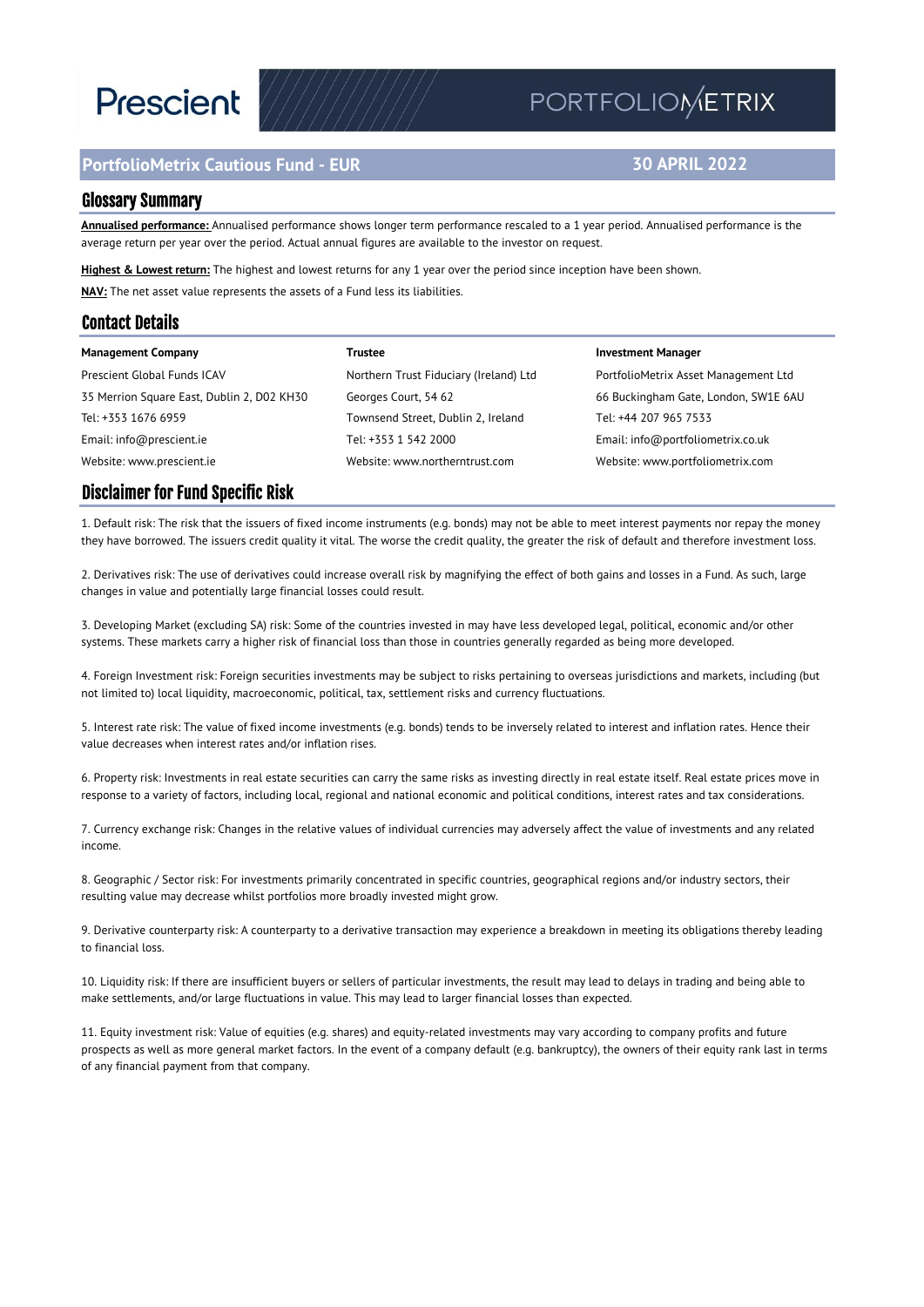Prescient

PORTFOLIOMETRIX

## PortfolioMetrix Cautious Fund - EUR

**30 APRIL 2022**

## Glossary Summary

**Annualised performance:** Annualised performance shows longer term performance rescaled to a 1 year period. Annualised performance is the average return per year over the period. Actual annual figures are available to the investor on request.

**Highest & Lowest return:** The highest and lowest returns for any 1 year over the period since inception have been shown.

**NAV:** The net asset value represents the assets of a Fund less its liabilities.

## Contact Details

**Management Company**

Prescient Global Funds ICAV
35 Merrion Square East, Dublin 2, D02 KH30
Tel: +353 1676 6959
Email: info@prescient.ie
Website: www.prescient.ie

**Trustee**

Northern Trust Fiduciary (Ireland) Ltd
Georges Court, 54 62
Townsend Street, Dublin 2, Ireland
Tel: +353 1 542 2000
Website: www.northerntrust.com

**Investment Manager**

PortfolioMetrix Asset Management Ltd
66 Buckingham Gate, London, SW1E 6AU
Tel: +44 207 965 7533
Email: info@portfoliometrix.co.uk
Website: www.portfoliometrix.com

## Disclaimer for Fund Specific Risk

1. Default risk: The risk that the issuers of fixed income instruments (e.g. bonds) may not be able to meet interest payments nor repay the money they have borrowed. The issuers credit quality it vital. The worse the credit quality, the greater the risk of default and therefore investment loss.

2. Derivatives risk: The use of derivatives could increase overall risk by magnifying the effect of both gains and losses in a Fund. As such, large changes in value and potentially large financial losses could result.

3. Developing Market (excluding SA) risk: Some of the countries invested in may have less developed legal, political, economic and/or other systems. These markets carry a higher risk of financial loss than those in countries generally regarded as being more developed.

4. Foreign Investment risk: Foreign securities investments may be subject to risks pertaining to overseas jurisdictions and markets, including (but not limited to) local liquidity, macroeconomic, political, tax, settlement risks and currency fluctuations.

5. Interest rate risk: The value of fixed income investments (e.g. bonds) tends to be inversely related to interest and inflation rates. Hence their value decreases when interest rates and/or inflation rises.

6. Property risk: Investments in real estate securities can carry the same risks as investing directly in real estate itself. Real estate prices move in response to a variety of factors, including local, regional and national economic and political conditions, interest rates and tax considerations.

7. Currency exchange risk: Changes in the relative values of individual currencies may adversely affect the value of investments and any related income.

8. Geographic / Sector risk: For investments primarily concentrated in specific countries, geographical regions and/or industry sectors, their resulting value may decrease whilst portfolios more broadly invested might grow.

9. Derivative counterparty risk: A counterparty to a derivative transaction may experience a breakdown in meeting its obligations thereby leading to financial loss.

10. Liquidity risk: If there are insufficient buyers or sellers of particular investments, the result may lead to delays in trading and being able to make settlements, and/or large fluctuations in value. This may lead to larger financial losses than expected.

11. Equity investment risk: Value of equities (e.g. shares) and equity-related investments may vary according to company profits and future prospects as well as more general market factors. In the event of a company default (e.g. bankruptcy), the owners of their equity rank last in terms of any financial payment from that company.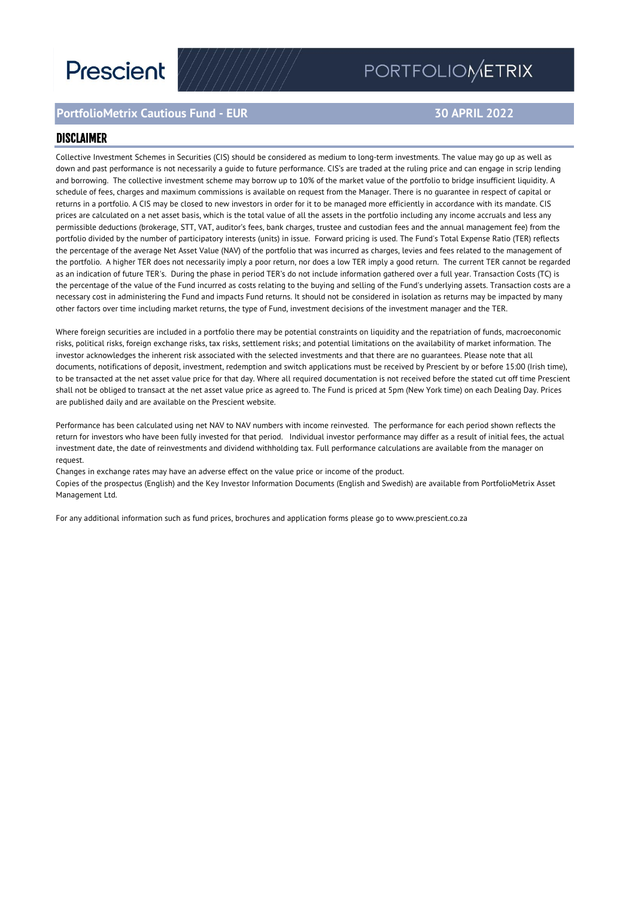## PortfolioMetrix Cautious Fund - EUR

**30 APRIL 2022**

## DISCLAIMER

Collective Investment Schemes in Securities (CIS) should be considered as medium to long-term investments. The value may go up as well as down and past performance is not necessarily a guide to future performance. CIS's are traded at the ruling price and can engage in scrip lending and borrowing. The collective investment scheme may borrow up to 10% of the market value of the portfolio to bridge insufficient liquidity. A schedule of fees, charges and maximum commissions is available on request from the Manager. There is no guarantee in respect of capital or returns in a portfolio. A CIS may be closed to new investors in order for it to be managed more efficiently in accordance with its mandate. CIS prices are calculated on a net asset basis, which is the total value of all the assets in the portfolio including any income accruals and less any permissible deductions (brokerage, STT, VAT, auditor's fees, bank charges, trustee and custodian fees and the annual management fee) from the portfolio divided by the number of participatory interests (units) in issue. Forward pricing is used. The Fund's Total Expense Ratio (TER) reflects the percentage of the average Net Asset Value (NAV) of the portfolio that was incurred as charges, levies and fees related to the management of the portfolio. A higher TER does not necessarily imply a poor return, nor does a low TER imply a good return. The current TER cannot be regarded as an indication of future TER's. During the phase in period TER's do not include information gathered over a full year. Transaction Costs (TC) is the percentage of the value of the Fund incurred as costs relating to the buying and selling of the Fund's underlying assets. Transaction costs are a necessary cost in administering the Fund and impacts Fund returns. It should not be considered in isolation as returns may be impacted by many other factors over time including market returns, the type of Fund, investment decisions of the investment manager and the TER.

Where foreign securities are included in a portfolio there may be potential constraints on liquidity and the repatriation of funds, macroeconomic risks, political risks, foreign exchange risks, tax risks, settlement risks; and potential limitations on the availability of market information. The investor acknowledges the inherent risk associated with the selected investments and that there are no guarantees. Please note that all documents, notifications of deposit, investment, redemption and switch applications must be received by Prescient by or before 15:00 (Irish time), to be transacted at the net asset value price for that day. Where all required documentation is not received before the stated cut off time Prescient shall not be obliged to transact at the net asset value price as agreed to. The Fund is priced at 5pm (New York time) on each Dealing Day. Prices are published daily and are available on the Prescient website.

Performance has been calculated using net NAV to NAV numbers with income reinvested. The performance for each period shown reflects the return for investors who have been fully invested for that period. Individual investor performance may differ as a result of initial fees, the actual investment date, the date of reinvestments and dividend withholding tax. Full performance calculations are available from the manager on request.

Changes in exchange rates may have an adverse effect on the value price or income of the product.

Copies of the prospectus (English) and the Key Investor Information Documents (English and Swedish) are available from PortfolioMetrix Asset Management Ltd.

For any additional information such as fund prices, brochures and application forms please go to www.prescient.co.za